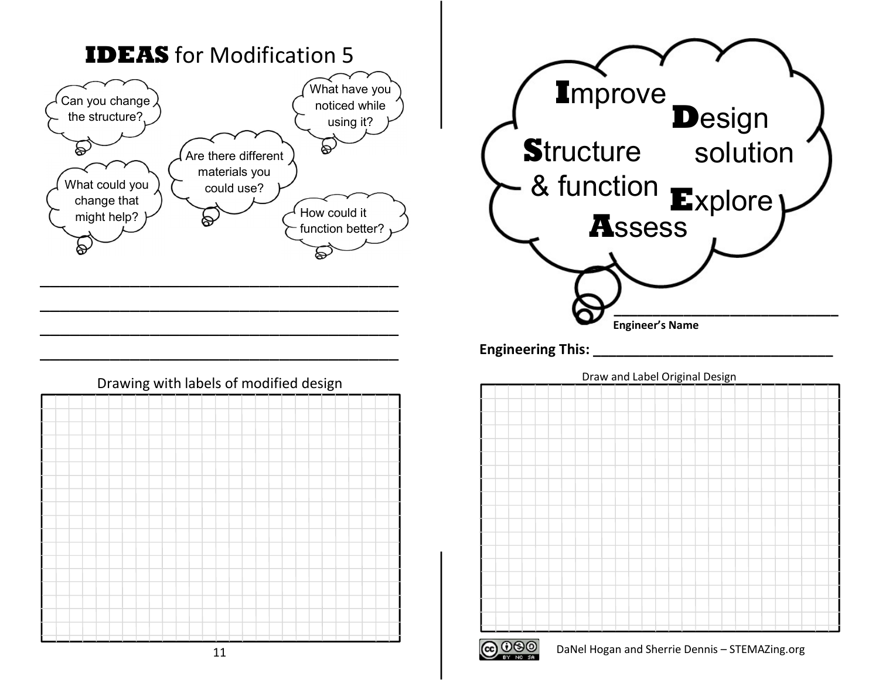## **IDEAS** for Modification 5

Can you change the structure?

What have you noticed while using it?

Are there different materials you could use?

What could you change that might help?

How could it function better?

______________________________________________

______________________________________________

______________________________________________

______________________________________________

Drawing with labels of modified design

**I**mprove

**D**esign solution

**S**tructure & function

**E**xplore

**A**ssess

______________________________

**Engineer's Name**

**Engineering This:** ______________________________

Draw and Label Original Design

DaNel Hogan and Sherrie Dennis – STEMAZing.org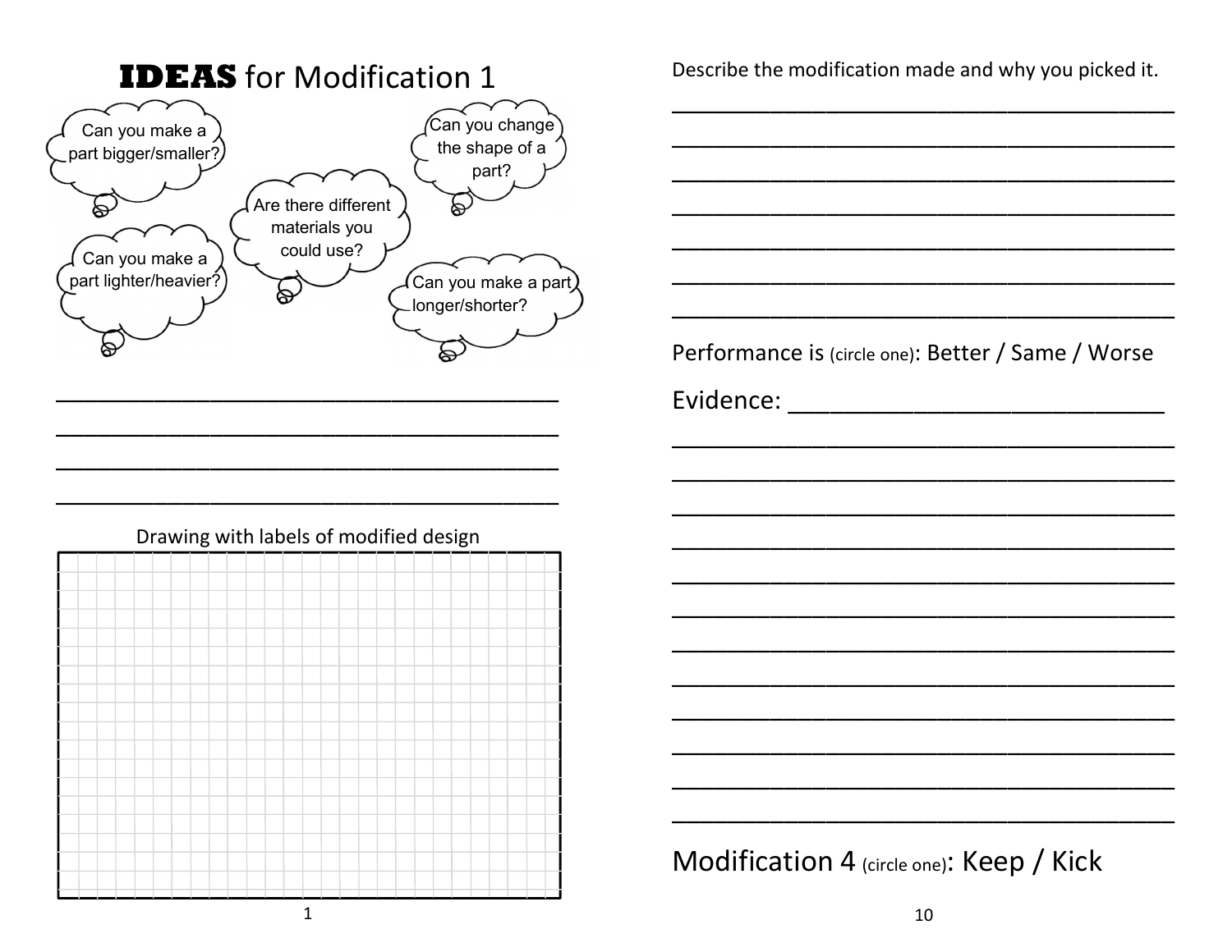# **IDEAS** for Modification 1

Can you make a part bigger/smaller?

Can you change the shape of a part?

Are there different materials you could use?

Can you make a part lighter/heavier?

Can you make a part longer/shorter?

\_\_\_\_\_\_\_\_\_\_\_\_\_\_\_\_\_\_\_\_\_\_\_\_\_\_\_\_\_\_\_\_\_\_\_\_\_\_\_\_

\_\_\_\_\_\_\_\_\_\_\_\_\_\_\_\_\_\_\_\_\_\_\_\_\_\_\_\_\_\_\_\_\_\_\_\_\_\_\_\_

\_\_\_\_\_\_\_\_\_\_\_\_\_\_\_\_\_\_\_\_\_\_\_\_\_\_\_\_\_\_\_\_\_\_\_\_\_\_\_\_

\_\_\_\_\_\_\_\_\_\_\_\_\_\_\_\_\_\_\_\_\_\_\_\_\_\_\_\_\_\_\_\_\_\_\_\_\_\_\_\_

Drawing with labels of modified design

Describe the modification made and why you picked it.

\_\_\_\_\_\_\_\_\_\_\_\_\_\_\_\_\_\_\_\_\_\_\_\_\_\_\_\_\_\_\_\_\_\_\_\_\_\_\_\_

\_\_\_\_\_\_\_\_\_\_\_\_\_\_\_\_\_\_\_\_\_\_\_\_\_\_\_\_\_\_\_\_\_\_\_\_\_\_\_\_

\_\_\_\_\_\_\_\_\_\_\_\_\_\_\_\_\_\_\_\_\_\_\_\_\_\_\_\_\_\_\_\_\_\_\_\_\_\_\_\_

\_\_\_\_\_\_\_\_\_\_\_\_\_\_\_\_\_\_\_\_\_\_\_\_\_\_\_\_\_\_\_\_\_\_\_\_\_\_\_\_

\_\_\_\_\_\_\_\_\_\_\_\_\_\_\_\_\_\_\_\_\_\_\_\_\_\_\_\_\_\_\_\_\_\_\_\_\_\_\_\_

\_\_\_\_\_\_\_\_\_\_\_\_\_\_\_\_\_\_\_\_\_\_\_\_\_\_\_\_\_\_\_\_\_\_\_\_\_\_\_\_

\_\_\_\_\_\_\_\_\_\_\_\_\_\_\_\_\_\_\_\_\_\_\_\_\_\_\_\_\_\_\_\_\_\_\_\_\_\_\_\_

Performance is (circle one): Better / Same / Worse

Evidence: \_\_\_\_\_\_\_\_\_\_\_\_\_\_\_\_\_\_\_\_\_\_\_\_\_\_\_\_\_\_

\_\_\_\_\_\_\_\_\_\_\_\_\_\_\_\_\_\_\_\_\_\_\_\_\_\_\_\_\_\_\_\_\_\_\_\_\_\_\_\_

\_\_\_\_\_\_\_\_\_\_\_\_\_\_\_\_\_\_\_\_\_\_\_\_\_\_\_\_\_\_\_\_\_\_\_\_\_\_\_\_

\_\_\_\_\_\_\_\_\_\_\_\_\_\_\_\_\_\_\_\_\_\_\_\_\_\_\_\_\_\_\_\_\_\_\_\_\_\_\_\_

\_\_\_\_\_\_\_\_\_\_\_\_\_\_\_\_\_\_\_\_\_\_\_\_\_\_\_\_\_\_\_\_\_\_\_\_\_\_\_\_

\_\_\_\_\_\_\_\_\_\_\_\_\_\_\_\_\_\_\_\_\_\_\_\_\_\_\_\_\_\_\_\_\_\_\_\_\_\_\_\_

\_\_\_\_\_\_\_\_\_\_\_\_\_\_\_\_\_\_\_\_\_\_\_\_\_\_\_\_\_\_\_\_\_\_\_\_\_\_\_\_

\_\_\_\_\_\_\_\_\_\_\_\_\_\_\_\_\_\_\_\_\_\_\_\_\_\_\_\_\_\_\_\_\_\_\_\_\_\_\_\_

\_\_\_\_\_\_\_\_\_\_\_\_\_\_\_\_\_\_\_\_\_\_\_\_\_\_\_\_\_\_\_\_\_\_\_\_\_\_\_\_

\_\_\_\_\_\_\_\_\_\_\_\_\_\_\_\_\_\_\_\_\_\_\_\_\_\_\_\_\_\_\_\_\_\_\_\_\_\_\_\_

\_\_\_\_\_\_\_\_\_\_\_\_\_\_\_\_\_\_\_\_\_\_\_\_\_\_\_\_\_\_\_\_\_\_\_\_\_\_\_\_

\_\_\_\_\_\_\_\_\_\_\_\_\_\_\_\_\_\_\_\_\_\_\_\_\_\_\_\_\_\_\_\_\_\_\_\_\_\_\_\_

\_\_\_\_\_\_\_\_\_\_\_\_\_\_\_\_\_\_\_\_\_\_\_\_\_\_\_\_\_\_\_\_\_\_\_\_\_\_\_\_

Modification 4 (circle one): Keep / Kick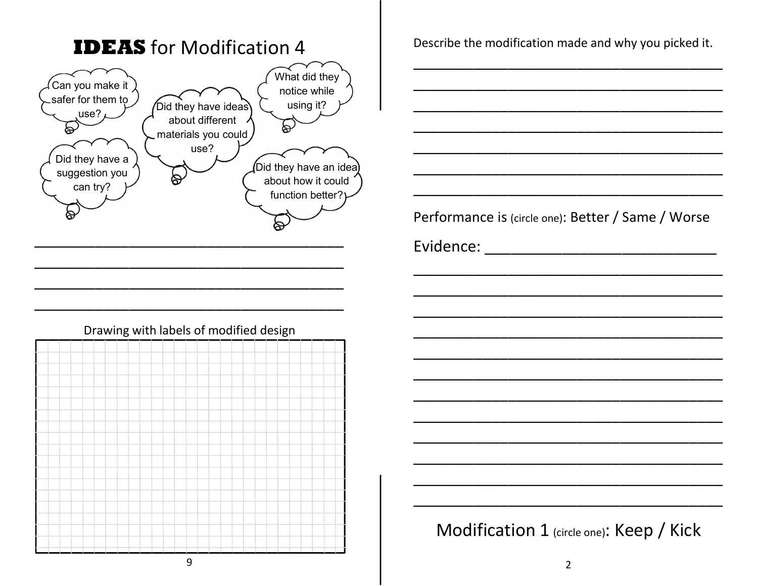# **IDEAS** for Modification 4

- Can you make it safer for them to use?
- Did they have ideas about different materials you could use?
- What did they notice while using it?
- Did they have a suggestion you can try?
- Did they have an idea about how it could function better?

\_\_\_\_\_\_\_\_\_\_\_\_\_\_\_\_\_\_\_\_\_\_\_\_\_\_\_\_\_\_\_\_\_\_\_\_\_\_\_\_

\_\_\_\_\_\_\_\_\_\_\_\_\_\_\_\_\_\_\_\_\_\_\_\_\_\_\_\_\_\_\_\_\_\_\_\_\_\_\_\_

\_\_\_\_\_\_\_\_\_\_\_\_\_\_\_\_\_\_\_\_\_\_\_\_\_\_\_\_\_\_\_\_\_\_\_\_\_\_\_\_

\_\_\_\_\_\_\_\_\_\_\_\_\_\_\_\_\_\_\_\_\_\_\_\_\_\_\_\_\_\_\_\_\_\_\_\_\_\_\_\_

Drawing with labels of modified design

Describe the modification made and why you picked it.

\_\_\_\_\_\_\_\_\_\_\_\_\_\_\_\_\_\_\_\_\_\_\_\_\_\_\_\_\_\_\_\_\_\_\_\_\_\_\_\_

\_\_\_\_\_\_\_\_\_\_\_\_\_\_\_\_\_\_\_\_\_\_\_\_\_\_\_\_\_\_\_\_\_\_\_\_\_\_\_\_

\_\_\_\_\_\_\_\_\_\_\_\_\_\_\_\_\_\_\_\_\_\_\_\_\_\_\_\_\_\_\_\_\_\_\_\_\_\_\_\_

\_\_\_\_\_\_\_\_\_\_\_\_\_\_\_\_\_\_\_\_\_\_\_\_\_\_\_\_\_\_\_\_\_\_\_\_\_\_\_\_

\_\_\_\_\_\_\_\_\_\_\_\_\_\_\_\_\_\_\_\_\_\_\_\_\_\_\_\_\_\_\_\_\_\_\_\_\_\_\_\_

\_\_\_\_\_\_\_\_\_\_\_\_\_\_\_\_\_\_\_\_\_\_\_\_\_\_\_\_\_\_\_\_\_\_\_\_\_\_\_\_

\_\_\_\_\_\_\_\_\_\_\_\_\_\_\_\_\_\_\_\_\_\_\_\_\_\_\_\_\_\_\_\_\_\_\_\_\_\_\_\_

Performance is (circle one): Better / Same / Worse

Evidence: \_\_\_\_\_\_\_\_\_\_\_\_\_\_\_\_\_\_\_\_\_\_\_\_\_\_\_\_\_\_

\_\_\_\_\_\_\_\_\_\_\_\_\_\_\_\_\_\_\_\_\_\_\_\_\_\_\_\_\_\_\_\_\_\_\_\_\_\_\_\_

\_\_\_\_\_\_\_\_\_\_\_\_\_\_\_\_\_\_\_\_\_\_\_\_\_\_\_\_\_\_\_\_\_\_\_\_\_\_\_\_

\_\_\_\_\_\_\_\_\_\_\_\_\_\_\_\_\_\_\_\_\_\_\_\_\_\_\_\_\_\_\_\_\_\_\_\_\_\_\_\_

\_\_\_\_\_\_\_\_\_\_\_\_\_\_\_\_\_\_\_\_\_\_\_\_\_\_\_\_\_\_\_\_\_\_\_\_\_\_\_\_

\_\_\_\_\_\_\_\_\_\_\_\_\_\_\_\_\_\_\_\_\_\_\_\_\_\_\_\_\_\_\_\_\_\_\_\_\_\_\_\_

\_\_\_\_\_\_\_\_\_\_\_\_\_\_\_\_\_\_\_\_\_\_\_\_\_\_\_\_\_\_\_\_\_\_\_\_\_\_\_\_

\_\_\_\_\_\_\_\_\_\_\_\_\_\_\_\_\_\_\_\_\_\_\_\_\_\_\_\_\_\_\_\_\_\_\_\_\_\_\_\_

\_\_\_\_\_\_\_\_\_\_\_\_\_\_\_\_\_\_\_\_\_\_\_\_\_\_\_\_\_\_\_\_\_\_\_\_\_\_\_\_

\_\_\_\_\_\_\_\_\_\_\_\_\_\_\_\_\_\_\_\_\_\_\_\_\_\_\_\_\_\_\_\_\_\_\_\_\_\_\_\_

\_\_\_\_\_\_\_\_\_\_\_\_\_\_\_\_\_\_\_\_\_\_\_\_\_\_\_\_\_\_\_\_\_\_\_\_\_\_\_\_

\_\_\_\_\_\_\_\_\_\_\_\_\_\_\_\_\_\_\_\_\_\_\_\_\_\_\_\_\_\_\_\_\_\_\_\_\_\_\_\_

\_\_\_\_\_\_\_\_\_\_\_\_\_\_\_\_\_\_\_\_\_\_\_\_\_\_\_\_\_\_\_\_\_\_\_\_\_\_\_\_

Modification 1 (circle one): Keep / Kick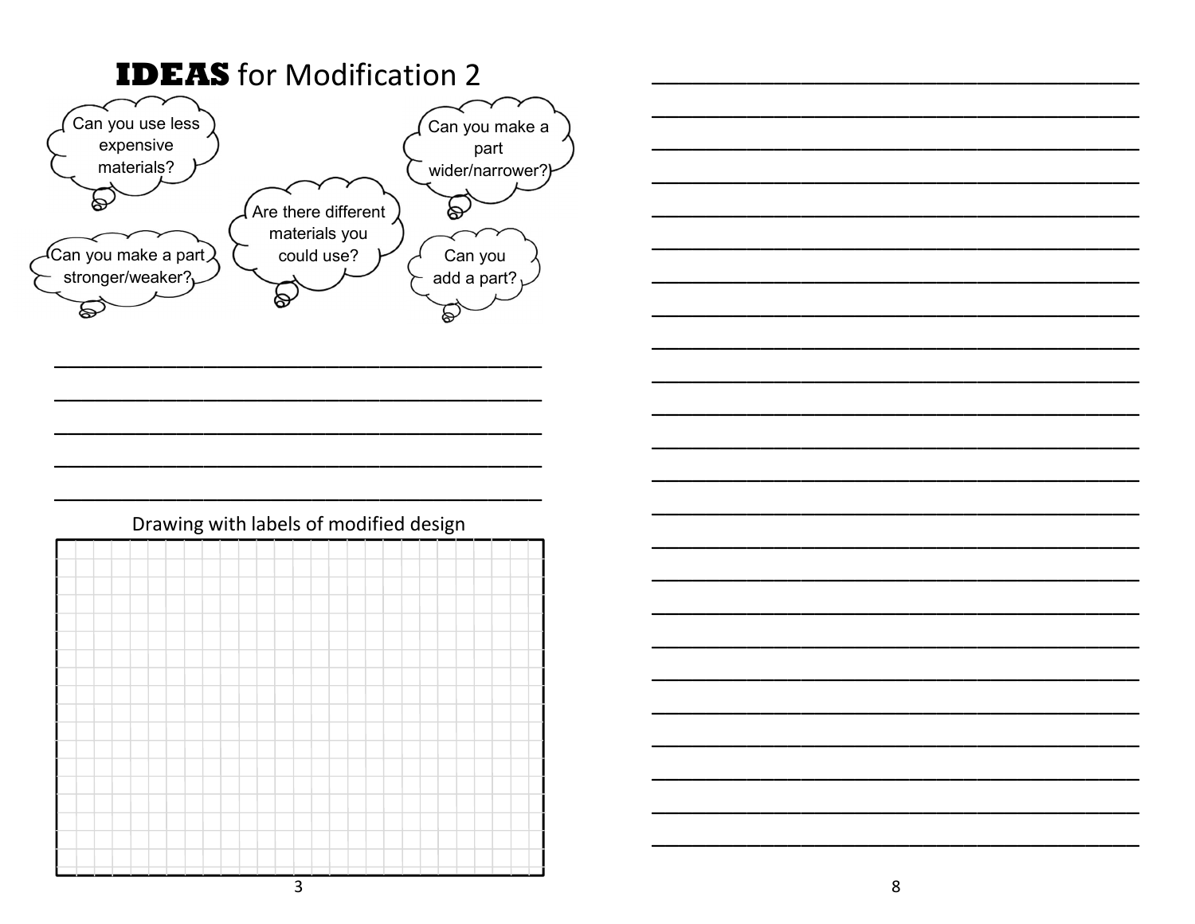## **IDEAS** for Modification 2

- Can you use less expensive materials?
- Can you make a part wider/narrower?
- Are there different materials you could use?
- Can you make a part stronger/weaker?
- Can you add a part?

Drawing with labels of modified design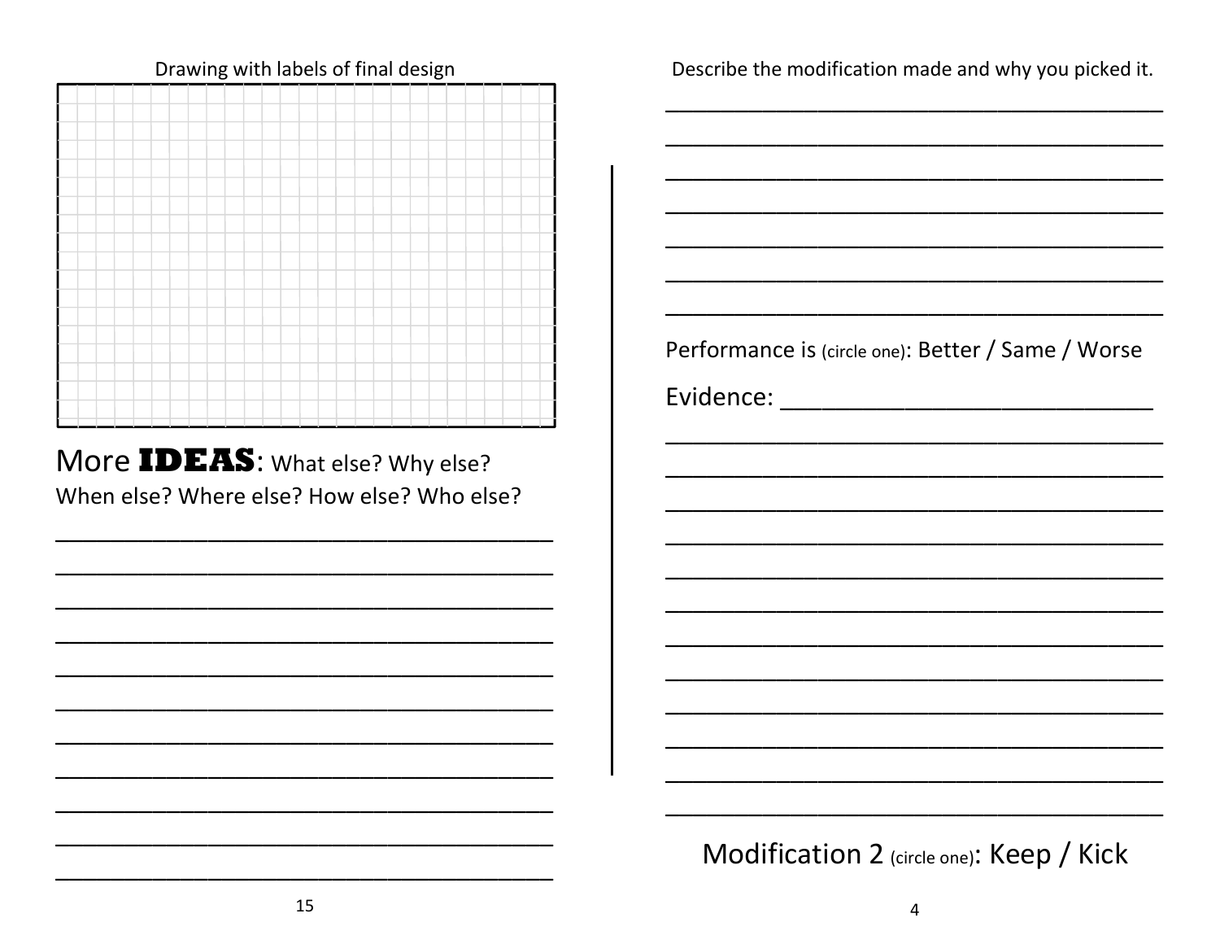Drawing with labels of final design

More **IDEAS**: What else? Why else? When else? Where else? How else? Who else?

___________________________________

___________________________________

___________________________________

___________________________________

___________________________________

___________________________________

___________________________________

___________________________________

___________________________________

___________________________________

___________________________________

Describe the modification made and why you picked it.

___________________________________

___________________________________

___________________________________

___________________________________

___________________________________

___________________________________

___________________________________

Performance is (circle one): Better / Same / Worse

Evidence: ___________________________

___________________________________

___________________________________

___________________________________

___________________________________

___________________________________

___________________________________

___________________________________

___________________________________

___________________________________

___________________________________

___________________________________

___________________________________

Modification 2 (circle one): Keep / Kick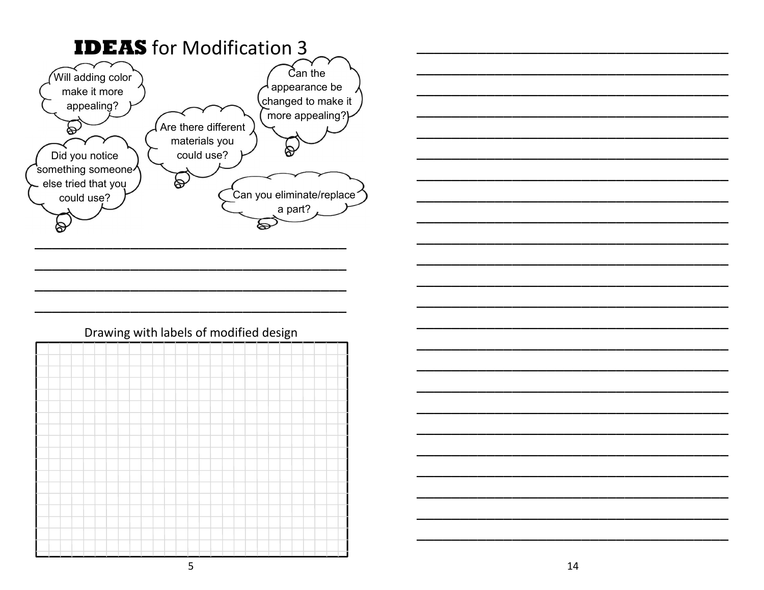## **IDEAS** for Modification 3

- Will adding color make it more appealing?
- Can the appearance be changed to make it more appealing?
- Are there different materials you could use?
- Did you notice something someone else tried that you could use?
- Can you eliminate/replace a part?

Drawing with labels of modified design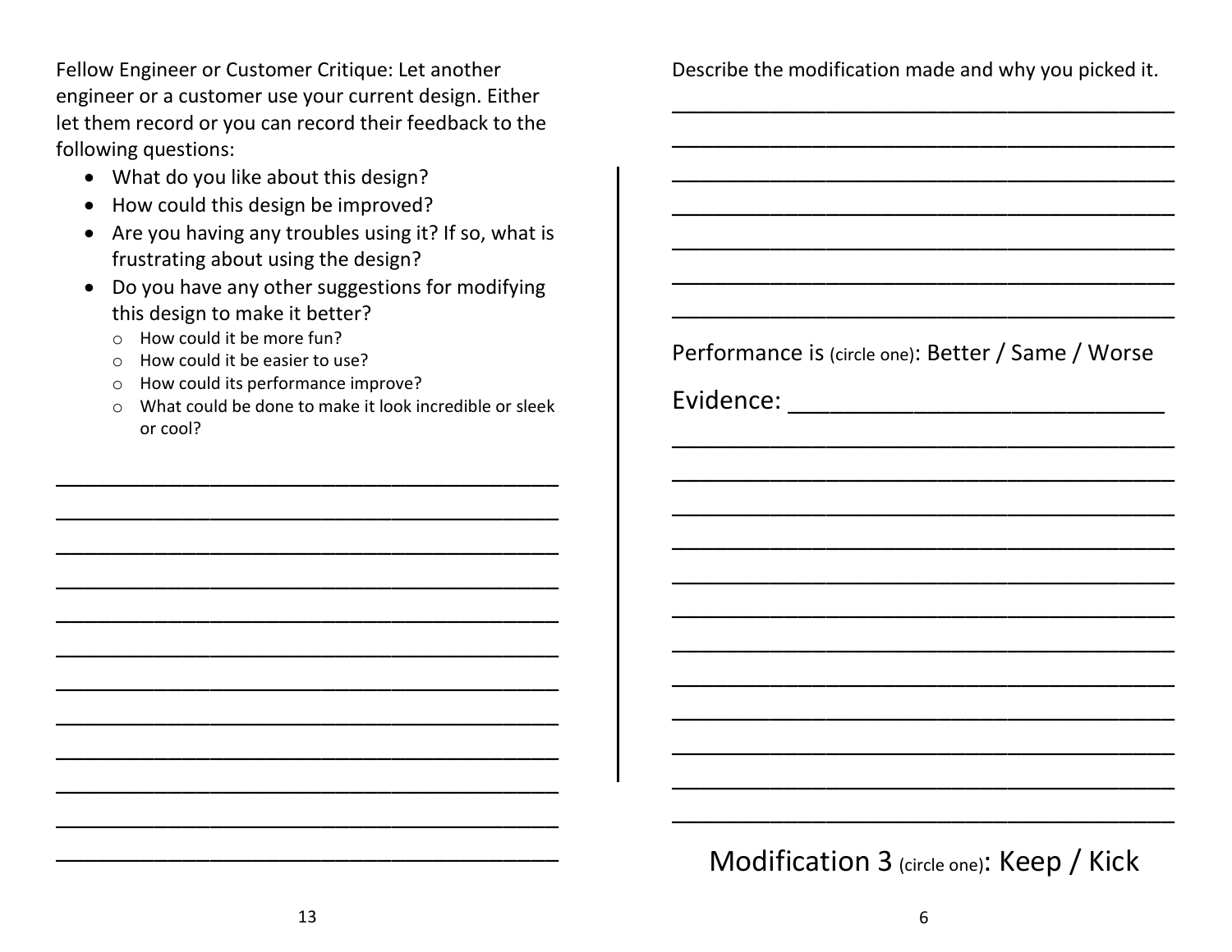Fellow Engineer or Customer Critique: Let another engineer or a customer use your current design. Either let them record or you can record their feedback to the following questions:

- What do you like about this design?
- How could this design be improved?
- Are you having any troubles using it? If so, what is frustrating about using the design?
- Do you have any other suggestions for modifying this design to make it better?
  - How could it be more fun?
  - How could it be easier to use?
  - How could its performance improve?
  - What could be done to make it look incredible or sleek or cool?

\_\_\_\_\_\_\_\_\_\_\_\_\_\_\_\_\_\_\_\_\_\_\_\_\_\_\_\_\_\_\_\_\_\_\_\_\_\_\_\_

\_\_\_\_\_\_\_\_\_\_\_\_\_\_\_\_\_\_\_\_\_\_\_\_\_\_\_\_\_\_\_\_\_\_\_\_\_\_\_\_

\_\_\_\_\_\_\_\_\_\_\_\_\_\_\_\_\_\_\_\_\_\_\_\_\_\_\_\_\_\_\_\_\_\_\_\_\_\_\_\_

\_\_\_\_\_\_\_\_\_\_\_\_\_\_\_\_\_\_\_\_\_\_\_\_\_\_\_\_\_\_\_\_\_\_\_\_\_\_\_\_

\_\_\_\_\_\_\_\_\_\_\_\_\_\_\_\_\_\_\_\_\_\_\_\_\_\_\_\_\_\_\_\_\_\_\_\_\_\_\_\_

\_\_\_\_\_\_\_\_\_\_\_\_\_\_\_\_\_\_\_\_\_\_\_\_\_\_\_\_\_\_\_\_\_\_\_\_\_\_\_\_

\_\_\_\_\_\_\_\_\_\_\_\_\_\_\_\_\_\_\_\_\_\_\_\_\_\_\_\_\_\_\_\_\_\_\_\_\_\_\_\_

\_\_\_\_\_\_\_\_\_\_\_\_\_\_\_\_\_\_\_\_\_\_\_\_\_\_\_\_\_\_\_\_\_\_\_\_\_\_\_\_

\_\_\_\_\_\_\_\_\_\_\_\_\_\_\_\_\_\_\_\_\_\_\_\_\_\_\_\_\_\_\_\_\_\_\_\_\_\_\_\_

\_\_\_\_\_\_\_\_\_\_\_\_\_\_\_\_\_\_\_\_\_\_\_\_\_\_\_\_\_\_\_\_\_\_\_\_\_\_\_\_

\_\_\_\_\_\_\_\_\_\_\_\_\_\_\_\_\_\_\_\_\_\_\_\_\_\_\_\_\_\_\_\_\_\_\_\_\_\_\_\_

\_\_\_\_\_\_\_\_\_\_\_\_\_\_\_\_\_\_\_\_\_\_\_\_\_\_\_\_\_\_\_\_\_\_\_\_\_\_\_\_

Describe the modification made and why you picked it.

\_\_\_\_\_\_\_\_\_\_\_\_\_\_\_\_\_\_\_\_\_\_\_\_\_\_\_\_\_\_\_\_\_\_\_\_\_\_\_\_

\_\_\_\_\_\_\_\_\_\_\_\_\_\_\_\_\_\_\_\_\_\_\_\_\_\_\_\_\_\_\_\_\_\_\_\_\_\_\_\_

\_\_\_\_\_\_\_\_\_\_\_\_\_\_\_\_\_\_\_\_\_\_\_\_\_\_\_\_\_\_\_\_\_\_\_\_\_\_\_\_

\_\_\_\_\_\_\_\_\_\_\_\_\_\_\_\_\_\_\_\_\_\_\_\_\_\_\_\_\_\_\_\_\_\_\_\_\_\_\_\_

\_\_\_\_\_\_\_\_\_\_\_\_\_\_\_\_\_\_\_\_\_\_\_\_\_\_\_\_\_\_\_\_\_\_\_\_\_\_\_\_

\_\_\_\_\_\_\_\_\_\_\_\_\_\_\_\_\_\_\_\_\_\_\_\_\_\_\_\_\_\_\_\_\_\_\_\_\_\_\_\_

\_\_\_\_\_\_\_\_\_\_\_\_\_\_\_\_\_\_\_\_\_\_\_\_\_\_\_\_\_\_\_\_\_\_\_\_\_\_\_\_

Performance is (circle one): Better / Same / Worse

Evidence: \_\_\_\_\_\_\_\_\_\_\_\_\_\_\_\_\_\_\_\_\_\_\_\_\_\_\_\_

\_\_\_\_\_\_\_\_\_\_\_\_\_\_\_\_\_\_\_\_\_\_\_\_\_\_\_\_\_\_\_\_\_\_\_\_\_\_\_\_

\_\_\_\_\_\_\_\_\_\_\_\_\_\_\_\_\_\_\_\_\_\_\_\_\_\_\_\_\_\_\_\_\_\_\_\_\_\_\_\_

\_\_\_\_\_\_\_\_\_\_\_\_\_\_\_\_\_\_\_\_\_\_\_\_\_\_\_\_\_\_\_\_\_\_\_\_\_\_\_\_

\_\_\_\_\_\_\_\_\_\_\_\_\_\_\_\_\_\_\_\_\_\_\_\_\_\_\_\_\_\_\_\_\_\_\_\_\_\_\_\_

\_\_\_\_\_\_\_\_\_\_\_\_\_\_\_\_\_\_\_\_\_\_\_\_\_\_\_\_\_\_\_\_\_\_\_\_\_\_\_\_

\_\_\_\_\_\_\_\_\_\_\_\_\_\_\_\_\_\_\_\_\_\_\_\_\_\_\_\_\_\_\_\_\_\_\_\_\_\_\_\_

\_\_\_\_\_\_\_\_\_\_\_\_\_\_\_\_\_\_\_\_\_\_\_\_\_\_\_\_\_\_\_\_\_\_\_\_\_\_\_\_

\_\_\_\_\_\_\_\_\_\_\_\_\_\_\_\_\_\_\_\_\_\_\_\_\_\_\_\_\_\_\_\_\_\_\_\_\_\_\_\_

\_\_\_\_\_\_\_\_\_\_\_\_\_\_\_\_\_\_\_\_\_\_\_\_\_\_\_\_\_\_\_\_\_\_\_\_\_\_\_\_

\_\_\_\_\_\_\_\_\_\_\_\_\_\_\_\_\_\_\_\_\_\_\_\_\_\_\_\_\_\_\_\_\_\_\_\_\_\_\_\_

\_\_\_\_\_\_\_\_\_\_\_\_\_\_\_\_\_\_\_\_\_\_\_\_\_\_\_\_\_\_\_\_\_\_\_\_\_\_\_\_

\_\_\_\_\_\_\_\_\_\_\_\_\_\_\_\_\_\_\_\_\_\_\_\_\_\_\_\_\_\_\_\_\_\_\_\_\_\_\_\_

Modification 3 (circle one): Keep / Kick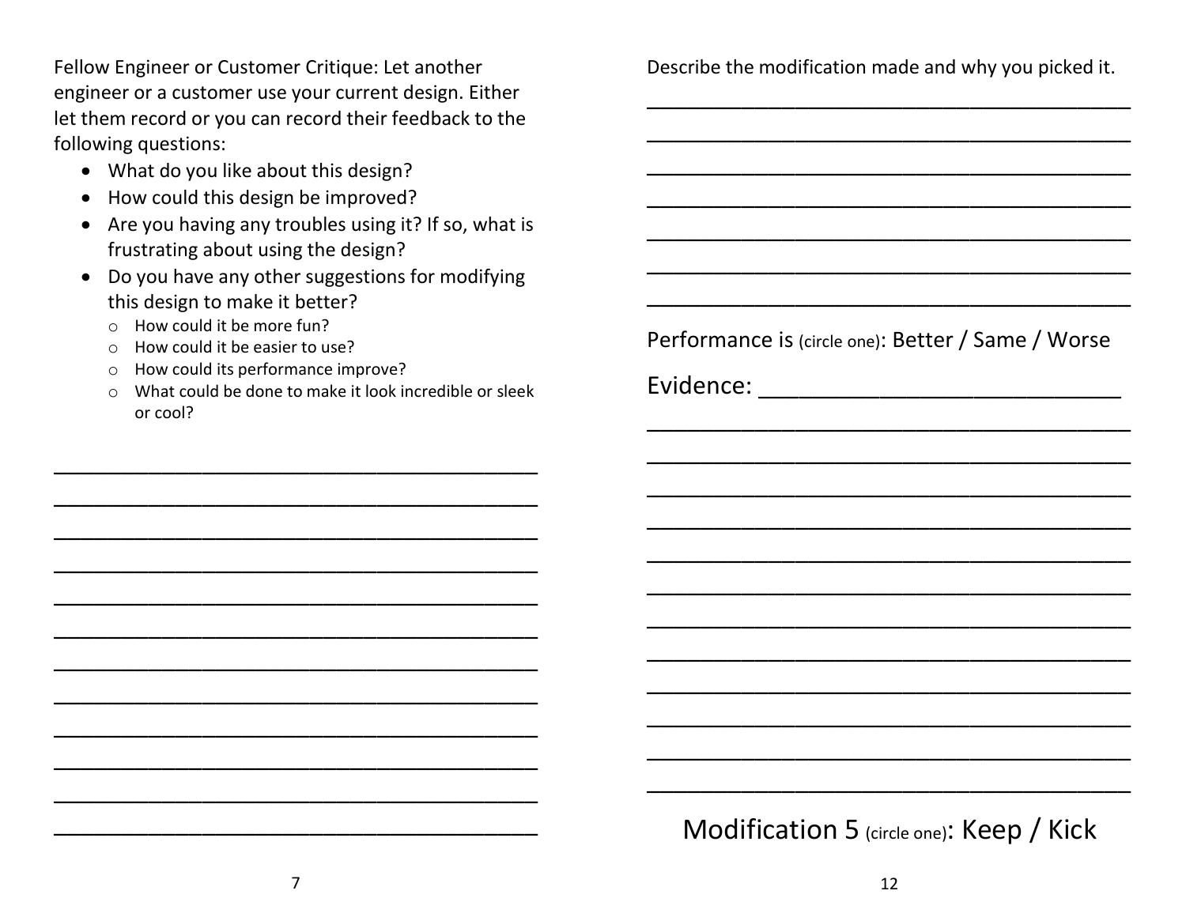Fellow Engineer or Customer Critique: Let another engineer or a customer use your current design. Either let them record or you can record their feedback to the following questions:

- What do you like about this design?
- How could this design be improved?
- Are you having any troubles using it? If so, what is frustrating about using the design?
- Do you have any other suggestions for modifying this design to make it better?
  - How could it be more fun?
  - How could it be easier to use?
  - How could its performance improve?
  - What could be done to make it look incredible or sleek or cool?

\_\_\_\_\_\_\_\_\_\_\_\_\_\_\_\_\_\_\_\_\_\_\_\_\_\_\_\_\_\_\_\_\_\_\_\_\_\_\_\_\_\_

\_\_\_\_\_\_\_\_\_\_\_\_\_\_\_\_\_\_\_\_\_\_\_\_\_\_\_\_\_\_\_\_\_\_\_\_\_\_\_\_\_\_

\_\_\_\_\_\_\_\_\_\_\_\_\_\_\_\_\_\_\_\_\_\_\_\_\_\_\_\_\_\_\_\_\_\_\_\_\_\_\_\_\_\_

\_\_\_\_\_\_\_\_\_\_\_\_\_\_\_\_\_\_\_\_\_\_\_\_\_\_\_\_\_\_\_\_\_\_\_\_\_\_\_\_\_\_

\_\_\_\_\_\_\_\_\_\_\_\_\_\_\_\_\_\_\_\_\_\_\_\_\_\_\_\_\_\_\_\_\_\_\_\_\_\_\_\_\_\_

\_\_\_\_\_\_\_\_\_\_\_\_\_\_\_\_\_\_\_\_\_\_\_\_\_\_\_\_\_\_\_\_\_\_\_\_\_\_\_\_\_\_

\_\_\_\_\_\_\_\_\_\_\_\_\_\_\_\_\_\_\_\_\_\_\_\_\_\_\_\_\_\_\_\_\_\_\_\_\_\_\_\_\_\_

\_\_\_\_\_\_\_\_\_\_\_\_\_\_\_\_\_\_\_\_\_\_\_\_\_\_\_\_\_\_\_\_\_\_\_\_\_\_\_\_\_\_

\_\_\_\_\_\_\_\_\_\_\_\_\_\_\_\_\_\_\_\_\_\_\_\_\_\_\_\_\_\_\_\_\_\_\_\_\_\_\_\_\_\_

\_\_\_\_\_\_\_\_\_\_\_\_\_\_\_\_\_\_\_\_\_\_\_\_\_\_\_\_\_\_\_\_\_\_\_\_\_\_\_\_\_\_

\_\_\_\_\_\_\_\_\_\_\_\_\_\_\_\_\_\_\_\_\_\_\_\_\_\_\_\_\_\_\_\_\_\_\_\_\_\_\_\_\_\_

\_\_\_\_\_\_\_\_\_\_\_\_\_\_\_\_\_\_\_\_\_\_\_\_\_\_\_\_\_\_\_\_\_\_\_\_\_\_\_\_\_\_

Describe the modification made and why you picked it.

\_\_\_\_\_\_\_\_\_\_\_\_\_\_\_\_\_\_\_\_\_\_\_\_\_\_\_\_\_\_\_\_\_\_\_\_\_\_\_\_\_\_

\_\_\_\_\_\_\_\_\_\_\_\_\_\_\_\_\_\_\_\_\_\_\_\_\_\_\_\_\_\_\_\_\_\_\_\_\_\_\_\_\_\_

\_\_\_\_\_\_\_\_\_\_\_\_\_\_\_\_\_\_\_\_\_\_\_\_\_\_\_\_\_\_\_\_\_\_\_\_\_\_\_\_\_\_

\_\_\_\_\_\_\_\_\_\_\_\_\_\_\_\_\_\_\_\_\_\_\_\_\_\_\_\_\_\_\_\_\_\_\_\_\_\_\_\_\_\_

\_\_\_\_\_\_\_\_\_\_\_\_\_\_\_\_\_\_\_\_\_\_\_\_\_\_\_\_\_\_\_\_\_\_\_\_\_\_\_\_\_\_

\_\_\_\_\_\_\_\_\_\_\_\_\_\_\_\_\_\_\_\_\_\_\_\_\_\_\_\_\_\_\_\_\_\_\_\_\_\_\_\_\_\_

\_\_\_\_\_\_\_\_\_\_\_\_\_\_\_\_\_\_\_\_\_\_\_\_\_\_\_\_\_\_\_\_\_\_\_\_\_\_\_\_\_\_

Performance is (circle one): Better / Same / Worse

Evidence: \_\_\_\_\_\_\_\_\_\_\_\_\_\_\_\_\_\_\_\_\_\_\_\_\_\_\_\_\_\_

\_\_\_\_\_\_\_\_\_\_\_\_\_\_\_\_\_\_\_\_\_\_\_\_\_\_\_\_\_\_\_\_\_\_\_\_\_\_\_\_\_\_

\_\_\_\_\_\_\_\_\_\_\_\_\_\_\_\_\_\_\_\_\_\_\_\_\_\_\_\_\_\_\_\_\_\_\_\_\_\_\_\_\_\_

\_\_\_\_\_\_\_\_\_\_\_\_\_\_\_\_\_\_\_\_\_\_\_\_\_\_\_\_\_\_\_\_\_\_\_\_\_\_\_\_\_\_

\_\_\_\_\_\_\_\_\_\_\_\_\_\_\_\_\_\_\_\_\_\_\_\_\_\_\_\_\_\_\_\_\_\_\_\_\_\_\_\_\_\_

\_\_\_\_\_\_\_\_\_\_\_\_\_\_\_\_\_\_\_\_\_\_\_\_\_\_\_\_\_\_\_\_\_\_\_\_\_\_\_\_\_\_

\_\_\_\_\_\_\_\_\_\_\_\_\_\_\_\_\_\_\_\_\_\_\_\_\_\_\_\_\_\_\_\_\_\_\_\_\_\_\_\_\_\_

\_\_\_\_\_\_\_\_\_\_\_\_\_\_\_\_\_\_\_\_\_\_\_\_\_\_\_\_\_\_\_\_\_\_\_\_\_\_\_\_\_\_

\_\_\_\_\_\_\_\_\_\_\_\_\_\_\_\_\_\_\_\_\_\_\_\_\_\_\_\_\_\_\_\_\_\_\_\_\_\_\_\_\_\_

\_\_\_\_\_\_\_\_\_\_\_\_\_\_\_\_\_\_\_\_\_\_\_\_\_\_\_\_\_\_\_\_\_\_\_\_\_\_\_\_\_\_

\_\_\_\_\_\_\_\_\_\_\_\_\_\_\_\_\_\_\_\_\_\_\_\_\_\_\_\_\_\_\_\_\_\_\_\_\_\_\_\_\_\_

\_\_\_\_\_\_\_\_\_\_\_\_\_\_\_\_\_\_\_\_\_\_\_\_\_\_\_\_\_\_\_\_\_\_\_\_\_\_\_\_\_\_

\_\_\_\_\_\_\_\_\_\_\_\_\_\_\_\_\_\_\_\_\_\_\_\_\_\_\_\_\_\_\_\_\_\_\_\_\_\_\_\_\_\_

## Modification 5 (circle one): Keep / Kick